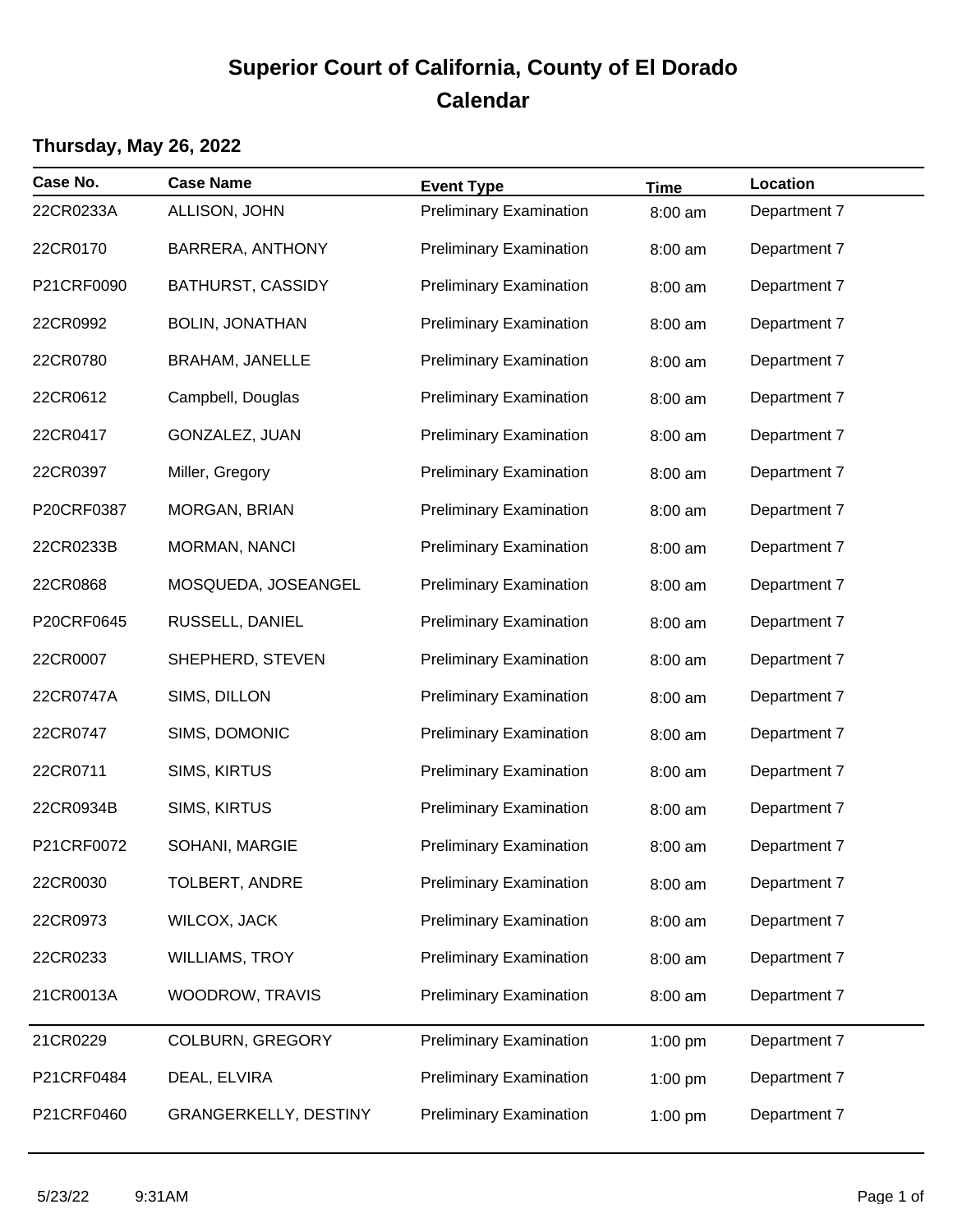# Superior Court of California, County of El Dorado
# Calendar

## Thursday, May 26, 2022

| Case No. | Case Name | Event Type | Time | Location |
|---|---|---|---|---|
| 22CR0233A | ALLISON, JOHN | Preliminary Examination | 8:00 am | Department 7 |
| 22CR0170 | BARRERA, ANTHONY | Preliminary Examination | 8:00 am | Department 7 |
| P21CRF0090 | BATHURST, CASSIDY | Preliminary Examination | 8:00 am | Department 7 |
| 22CR0992 | BOLIN, JONATHAN | Preliminary Examination | 8:00 am | Department 7 |
| 22CR0780 | BRAHAM, JANELLE | Preliminary Examination | 8:00 am | Department 7 |
| 22CR0612 | Campbell, Douglas | Preliminary Examination | 8:00 am | Department 7 |
| 22CR0417 | GONZALEZ, JUAN | Preliminary Examination | 8:00 am | Department 7 |
| 22CR0397 | Miller, Gregory | Preliminary Examination | 8:00 am | Department 7 |
| P20CRF0387 | MORGAN, BRIAN | Preliminary Examination | 8:00 am | Department 7 |
| 22CR0233B | MORMAN, NANCI | Preliminary Examination | 8:00 am | Department 7 |
| 22CR0868 | MOSQUEDA, JOSEANGEL | Preliminary Examination | 8:00 am | Department 7 |
| P20CRF0645 | RUSSELL, DANIEL | Preliminary Examination | 8:00 am | Department 7 |
| 22CR0007 | SHEPHERD, STEVEN | Preliminary Examination | 8:00 am | Department 7 |
| 22CR0747A | SIMS, DILLON | Preliminary Examination | 8:00 am | Department 7 |
| 22CR0747 | SIMS, DOMONIC | Preliminary Examination | 8:00 am | Department 7 |
| 22CR0711 | SIMS, KIRTUS | Preliminary Examination | 8:00 am | Department 7 |
| 22CR0934B | SIMS, KIRTUS | Preliminary Examination | 8:00 am | Department 7 |
| P21CRF0072 | SOHANI, MARGIE | Preliminary Examination | 8:00 am | Department 7 |
| 22CR0030 | TOLBERT, ANDRE | Preliminary Examination | 8:00 am | Department 7 |
| 22CR0973 | WILCOX, JACK | Preliminary Examination | 8:00 am | Department 7 |
| 22CR0233 | WILLIAMS, TROY | Preliminary Examination | 8:00 am | Department 7 |
| 21CR0013A | WOODROW, TRAVIS | Preliminary Examination | 8:00 am | Department 7 |
| 21CR0229 | COLBURN, GREGORY | Preliminary Examination | 1:00 pm | Department 7 |
| P21CRF0484 | DEAL, ELVIRA | Preliminary Examination | 1:00 pm | Department 7 |
| P21CRF0460 | GRANGERKELLY, DESTINY | Preliminary Examination | 1:00 pm | Department 7 |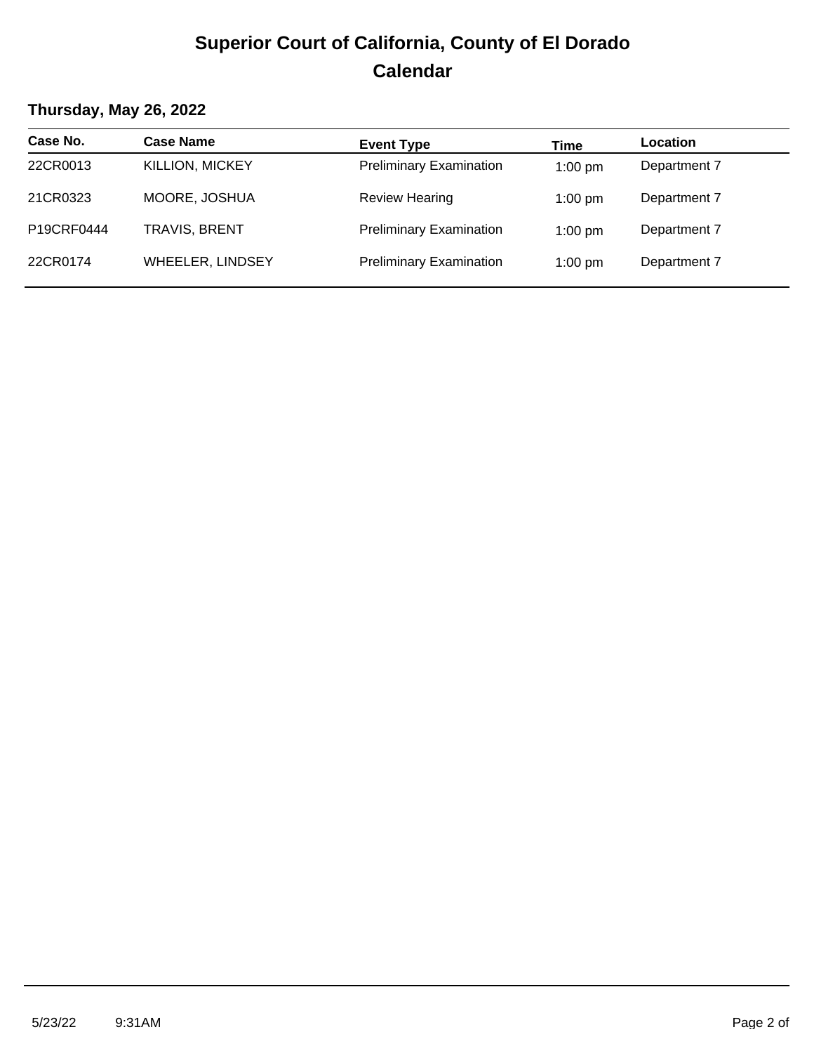# Superior Court of California, County of El Dorado

## Calendar

### Thursday, May 26, 2022

| Case No. | Case Name | Event Type | Time | Location |
|---|---|---|---|---|
| 22CR0013 | KILLION, MICKEY | Preliminary Examination | 1:00 pm | Department 7 |
| 21CR0323 | MOORE, JOSHUA | Review Hearing | 1:00 pm | Department 7 |
| P19CRF0444 | TRAVIS, BRENT | Preliminary Examination | 1:00 pm | Department 7 |
| 22CR0174 | WHEELER, LINDSEY | Preliminary Examination | 1:00 pm | Department 7 |

5/23/22 9:31AM